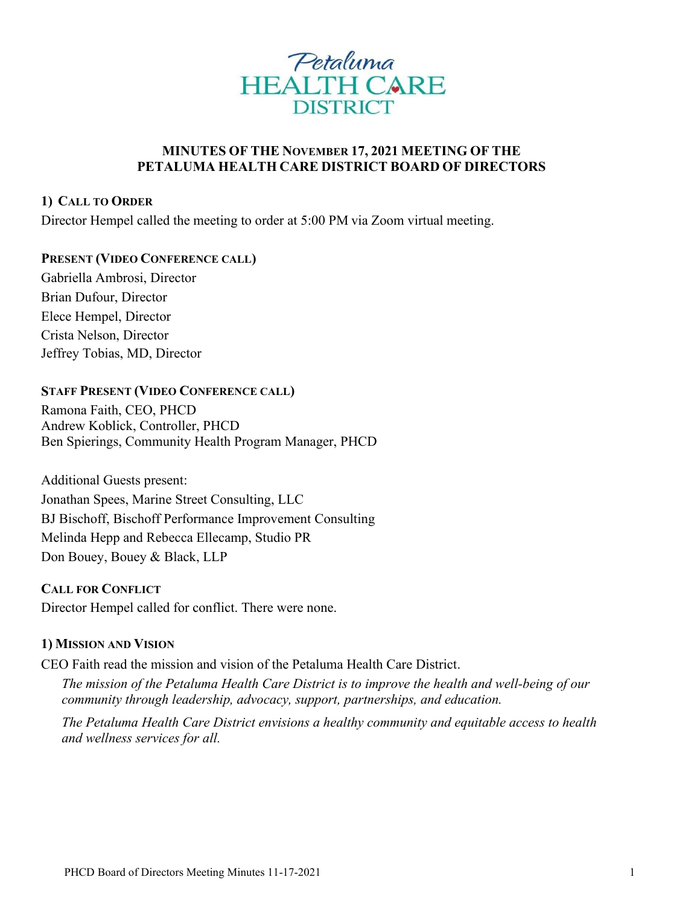Petaluma HEALTH CARE DISTRICT

# MINUTES OF THE NOVEMBER 17, 2021 MEETING OF THE PETALUMA HEALTH CARE DISTRICT BOARD OF DIRECTORS

## 1) CALL TO ORDER

Director Hempel called the meeting to order at 5:00 PM via Zoom virtual meeting.

### PRESENT (VIDEO CONFERENCE CALL)

Gabriella Ambrosi, Director
Brian Dufour, Director
Elece Hempel, Director
Crista Nelson, Director
Jeffrey Tobias, MD, Director

### STAFF PRESENT (VIDEO CONFERENCE CALL)

Ramona Faith, CEO, PHCD
Andrew Koblick, Controller, PHCD
Ben Spierings, Community Health Program Manager, PHCD

Additional Guests present:
Jonathan Spees, Marine Street Consulting, LLC
BJ Bischoff, Bischoff Performance Improvement Consulting
Melinda Hepp and Rebecca Ellecamp, Studio PR
Don Bouey, Bouey & Black, LLP

### CALL FOR CONFLICT

Director Hempel called for conflict. There were none.

## 1) MISSION AND VISION

CEO Faith read the mission and vision of the Petaluma Health Care District.

*The mission of the Petaluma Health Care District is to improve the health and well-being of our community through leadership, advocacy, support, partnerships, and education.*

*The Petaluma Health Care District envisions a healthy community and equitable access to health and wellness services for all.*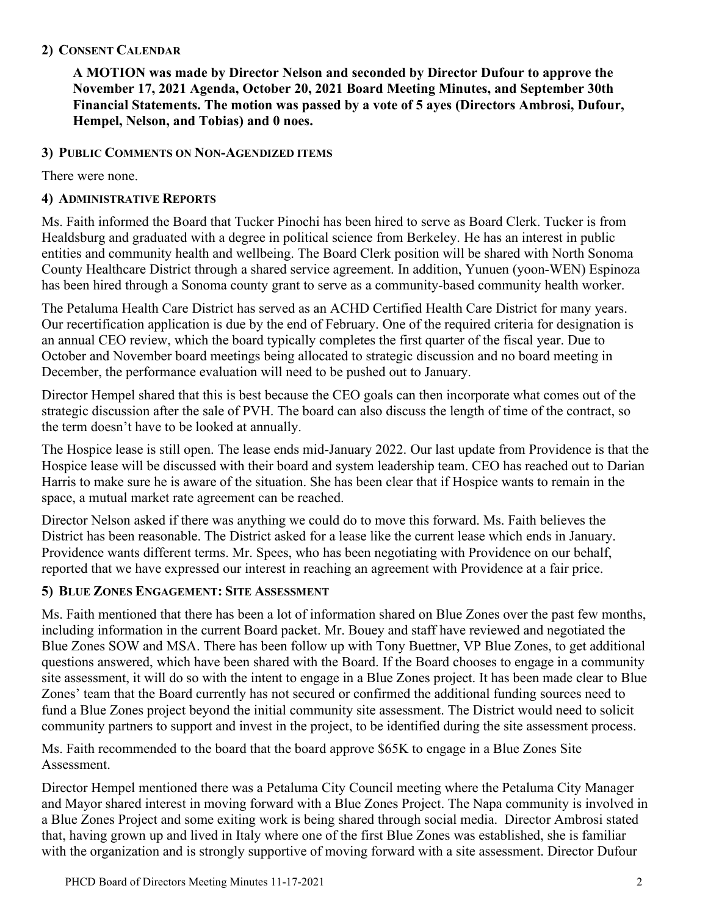## 2) Consent Calendar

**A MOTION was made by Director Nelson and seconded by Director Dufour to approve the November 17, 2021 Agenda, October 20, 2021 Board Meeting Minutes, and September 30th Financial Statements. The motion was passed by a vote of 5 ayes (Directors Ambrosi, Dufour, Hempel, Nelson, and Tobias) and 0 noes.**

## 3) Public Comments on Non-Agendized items

There were none.

## 4) Administrative Reports

Ms. Faith informed the Board that Tucker Pinochi has been hired to serve as Board Clerk. Tucker is from Healdsburg and graduated with a degree in political science from Berkeley. He has an interest in public entities and community health and wellbeing. The Board Clerk position will be shared with North Sonoma County Healthcare District through a shared service agreement. In addition, Yunuen (yoon-WEN) Espinoza has been hired through a Sonoma county grant to serve as a community-based community health worker.

The Petaluma Health Care District has served as an ACHD Certified Health Care District for many years. Our recertification application is due by the end of February. One of the required criteria for designation is an annual CEO review, which the board typically completes the first quarter of the fiscal year. Due to October and November board meetings being allocated to strategic discussion and no board meeting in December, the performance evaluation will need to be pushed out to January.

Director Hempel shared that this is best because the CEO goals can then incorporate what comes out of the strategic discussion after the sale of PVH. The board can also discuss the length of time of the contract, so the term doesn't have to be looked at annually.

The Hospice lease is still open. The lease ends mid-January 2022. Our last update from Providence is that the Hospice lease will be discussed with their board and system leadership team. CEO has reached out to Darian Harris to make sure he is aware of the situation. She has been clear that if Hospice wants to remain in the space, a mutual market rate agreement can be reached.

Director Nelson asked if there was anything we could do to move this forward. Ms. Faith believes the District has been reasonable. The District asked for a lease like the current lease which ends in January. Providence wants different terms. Mr. Spees, who has been negotiating with Providence on our behalf, reported that we have expressed our interest in reaching an agreement with Providence at a fair price.

## 5) Blue Zones Engagement: Site Assessment

Ms. Faith mentioned that there has been a lot of information shared on Blue Zones over the past few months, including information in the current Board packet. Mr. Bouey and staff have reviewed and negotiated the Blue Zones SOW and MSA. There has been follow up with Tony Buettner, VP Blue Zones, to get additional questions answered, which have been shared with the Board. If the Board chooses to engage in a community site assessment, it will do so with the intent to engage in a Blue Zones project. It has been made clear to Blue Zones' team that the Board currently has not secured or confirmed the additional funding sources need to fund a Blue Zones project beyond the initial community site assessment. The District would need to solicit community partners to support and invest in the project, to be identified during the site assessment process.

Ms. Faith recommended to the board that the board approve $65K to engage in a Blue Zones Site Assessment.

Director Hempel mentioned there was a Petaluma City Council meeting where the Petaluma City Manager and Mayor shared interest in moving forward with a Blue Zones Project. The Napa community is involved in a Blue Zones Project and some exiting work is being shared through social media. Director Ambrosi stated that, having grown up and lived in Italy where one of the first Blue Zones was established, she is familiar with the organization and is strongly supportive of moving forward with a site assessment. Director Dufour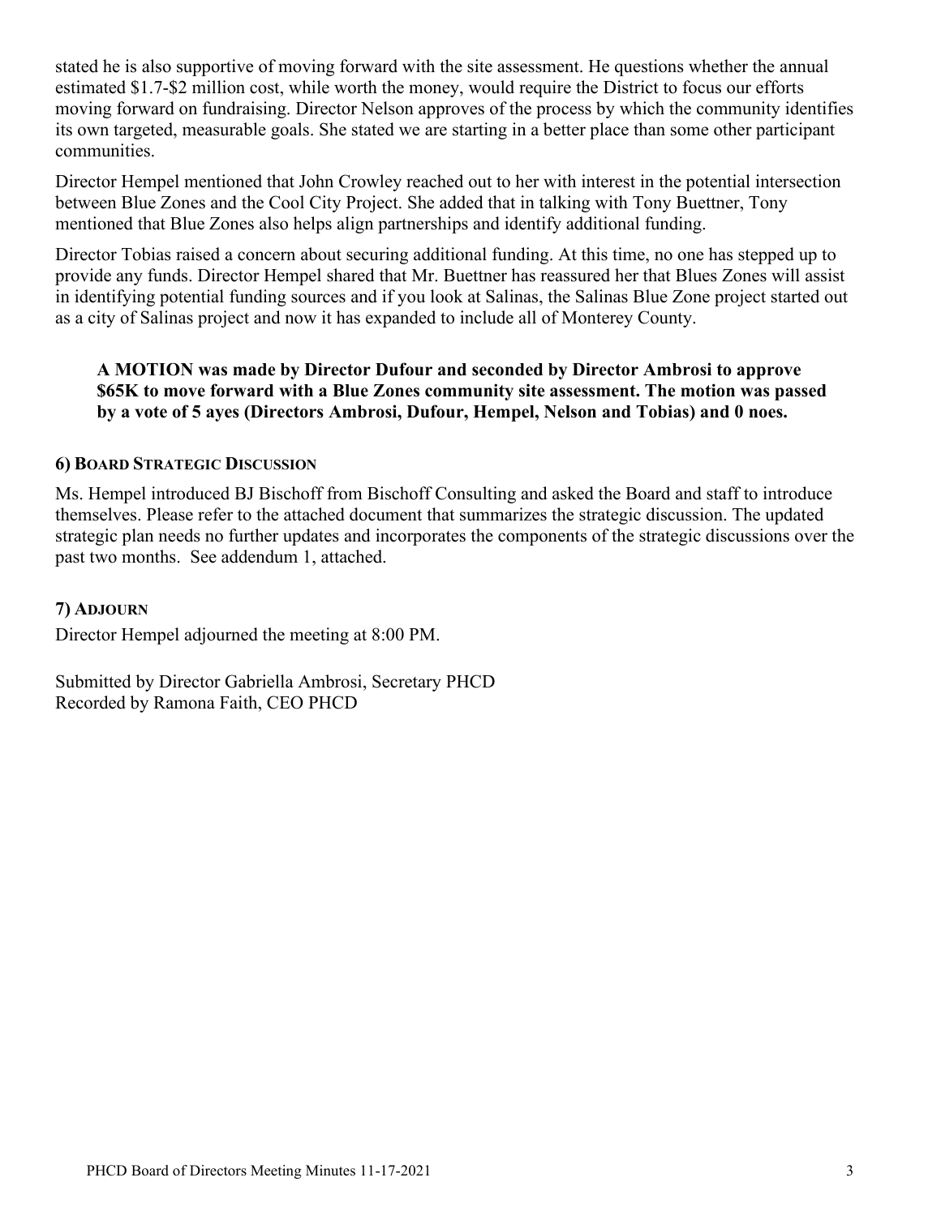stated he is also supportive of moving forward with the site assessment. He questions whether the annual estimated $1.7-$2 million cost, while worth the money, would require the District to focus our efforts moving forward on fundraising. Director Nelson approves of the process by which the community identifies its own targeted, measurable goals. She stated we are starting in a better place than some other participant communities.

Director Hempel mentioned that John Crowley reached out to her with interest in the potential intersection between Blue Zones and the Cool City Project. She added that in talking with Tony Buettner, Tony mentioned that Blue Zones also helps align partnerships and identify additional funding.

Director Tobias raised a concern about securing additional funding. At this time, no one has stepped up to provide any funds. Director Hempel shared that Mr. Buettner has reassured her that Blues Zones will assist in identifying potential funding sources and if you look at Salinas, the Salinas Blue Zone project started out as a city of Salinas project and now it has expanded to include all of Monterey County.

**A MOTION was made by Director Dufour and seconded by Director Ambrosi to approve $65K to move forward with a Blue Zones community site assessment. The motion was passed by a vote of 5 ayes (Directors Ambrosi, Dufour, Hempel, Nelson and Tobias) and 0 noes.**

### 6) BOARD STRATEGIC DISCUSSION

Ms. Hempel introduced BJ Bischoff from Bischoff Consulting and asked the Board and staff to introduce themselves. Please refer to the attached document that summarizes the strategic discussion. The updated strategic plan needs no further updates and incorporates the components of the strategic discussions over the past two months. See addendum 1, attached.

### 7) ADJOURN

Director Hempel adjourned the meeting at 8:00 PM.

Submitted by Director Gabriella Ambrosi, Secretary PHCD
Recorded by Ramona Faith, CEO PHCD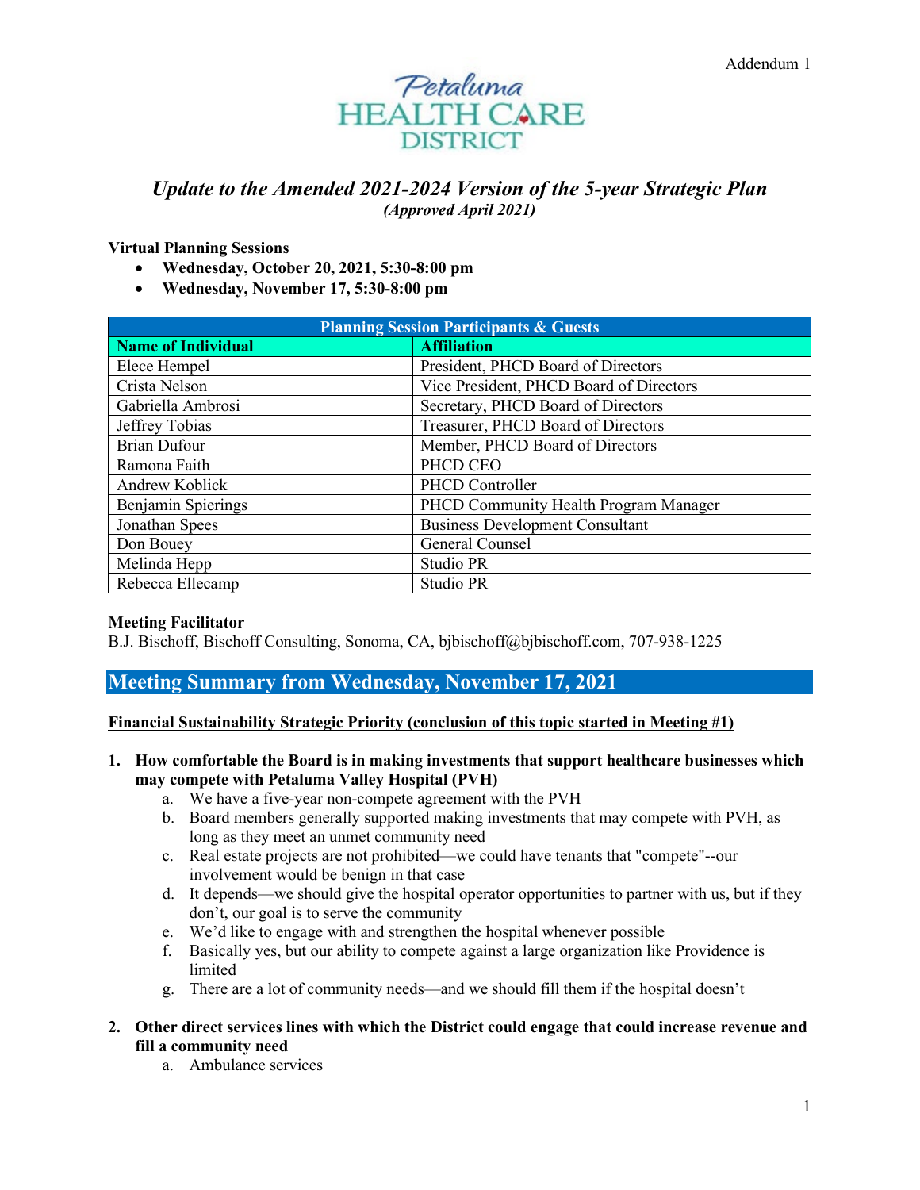Addendum 1

Petaluma HEALTH CARE DISTRICT

# *Update to the Amended 2021-2024 Version of the 5-year Strategic Plan*

***(Approved April 2021)***

**Virtual Planning Sessions**

- **Wednesday, October 20, 2021, 5:30-8:00 pm**
- **Wednesday, November 17, 5:30-8:00 pm**

| Planning Session Participants & Guests | |
|---|---|
| **Name of Individual** | **Affiliation** |
| Elece Hempel | President, PHCD Board of Directors |
| Crista Nelson | Vice President, PHCD Board of Directors |
| Gabriella Ambrosi | Secretary, PHCD Board of Directors |
| Jeffrey Tobias | Treasurer, PHCD Board of Directors |
| Brian Dufour | Member, PHCD Board of Directors |
| Ramona Faith | PHCD CEO |
| Andrew Koblick | PHCD Controller |
| Benjamin Spierings | PHCD Community Health Program Manager |
| Jonathan Spees | Business Development Consultant |
| Don Bouey | General Counsel |
| Melinda Hepp | Studio PR |
| Rebecca Ellecamp | Studio PR |

**Meeting Facilitator**

B.J. Bischoff, Bischoff Consulting, Sonoma, CA, bjbischoff@bjbischoff.com, 707-938-1225

## Meeting Summary from Wednesday, November 17, 2021

**Financial Sustainability Strategic Priority (conclusion of this topic started in Meeting #1)**

1. **How comfortable the Board is in making investments that support healthcare businesses which may compete with Petaluma Valley Hospital (PVH)**
   a. We have a five-year non-compete agreement with the PVH
   b. Board members generally supported making investments that may compete with PVH, as long as they meet an unmet community need
   c. Real estate projects are not prohibited—we could have tenants that "compete"--our involvement would be benign in that case
   d. It depends—we should give the hospital operator opportunities to partner with us, but if they don't, our goal is to serve the community
   e. We'd like to engage with and strengthen the hospital whenever possible
   f. Basically yes, but our ability to compete against a large organization like Providence is limited
   g. There are a lot of community needs—and we should fill them if the hospital doesn't

2. **Other direct services lines with which the District could engage that could increase revenue and fill a community need**
   a. Ambulance services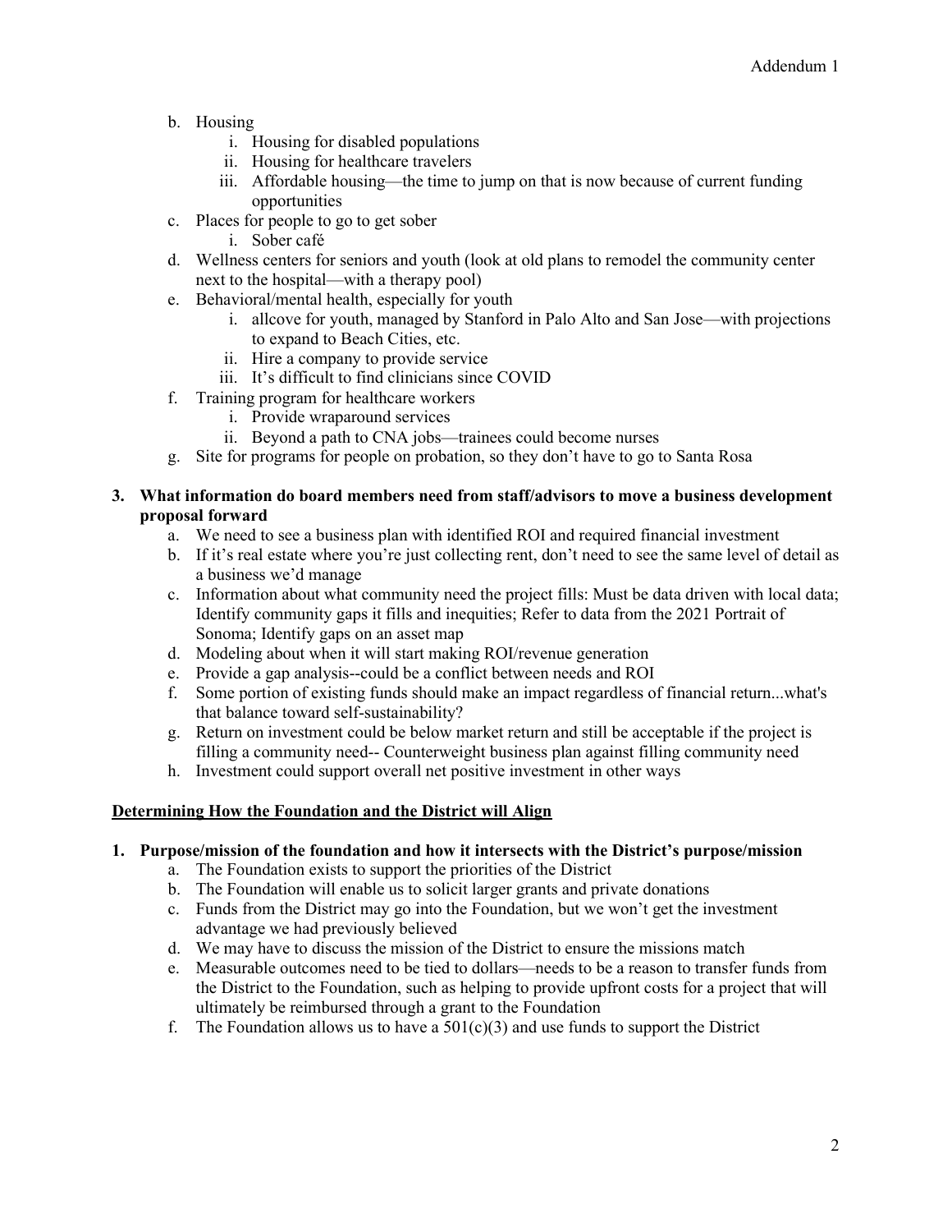b. Housing
    i. Housing for disabled populations
    ii. Housing for healthcare travelers
    iii. Affordable housing—the time to jump on that is now because of current funding opportunities

c. Places for people to go to get sober
    i. Sober café

d. Wellness centers for seniors and youth (look at old plans to remodel the community center next to the hospital—with a therapy pool)

e. Behavioral/mental health, especially for youth
    i. allcove for youth, managed by Stanford in Palo Alto and San Jose—with projections to expand to Beach Cities, etc.
    ii. Hire a company to provide service
    iii. It's difficult to find clinicians since COVID

f. Training program for healthcare workers
    i. Provide wraparound services
    ii. Beyond a path to CNA jobs—trainees could become nurses

g. Site for programs for people on probation, so they don't have to go to Santa Rosa

**3. What information do board members need from staff/advisors to move a business development proposal forward**

a. We need to see a business plan with identified ROI and required financial investment

b. If it's real estate where you're just collecting rent, don't need to see the same level of detail as a business we'd manage

c. Information about what community need the project fills: Must be data driven with local data; Identify community gaps it fills and inequities; Refer to data from the 2021 Portrait of Sonoma; Identify gaps on an asset map

d. Modeling about when it will start making ROI/revenue generation

e. Provide a gap analysis--could be a conflict between needs and ROI

f. Some portion of existing funds should make an impact regardless of financial return...what's that balance toward self-sustainability?

g. Return on investment could be below market return and still be acceptable if the project is filling a community need-- Counterweight business plan against filling community need

h. Investment could support overall net positive investment in other ways

<u>**Determining How the Foundation and the District will Align**</u>

**1. Purpose/mission of the foundation and how it intersects with the District's purpose/mission**

a. The Foundation exists to support the priorities of the District

b. The Foundation will enable us to solicit larger grants and private donations

c. Funds from the District may go into the Foundation, but we won't get the investment advantage we had previously believed

d. We may have to discuss the mission of the District to ensure the missions match

e. Measurable outcomes need to be tied to dollars—needs to be a reason to transfer funds from the District to the Foundation, such as helping to provide upfront costs for a project that will ultimately be reimbursed through a grant to the Foundation

f. The Foundation allows us to have a 501(c)(3) and use funds to support the District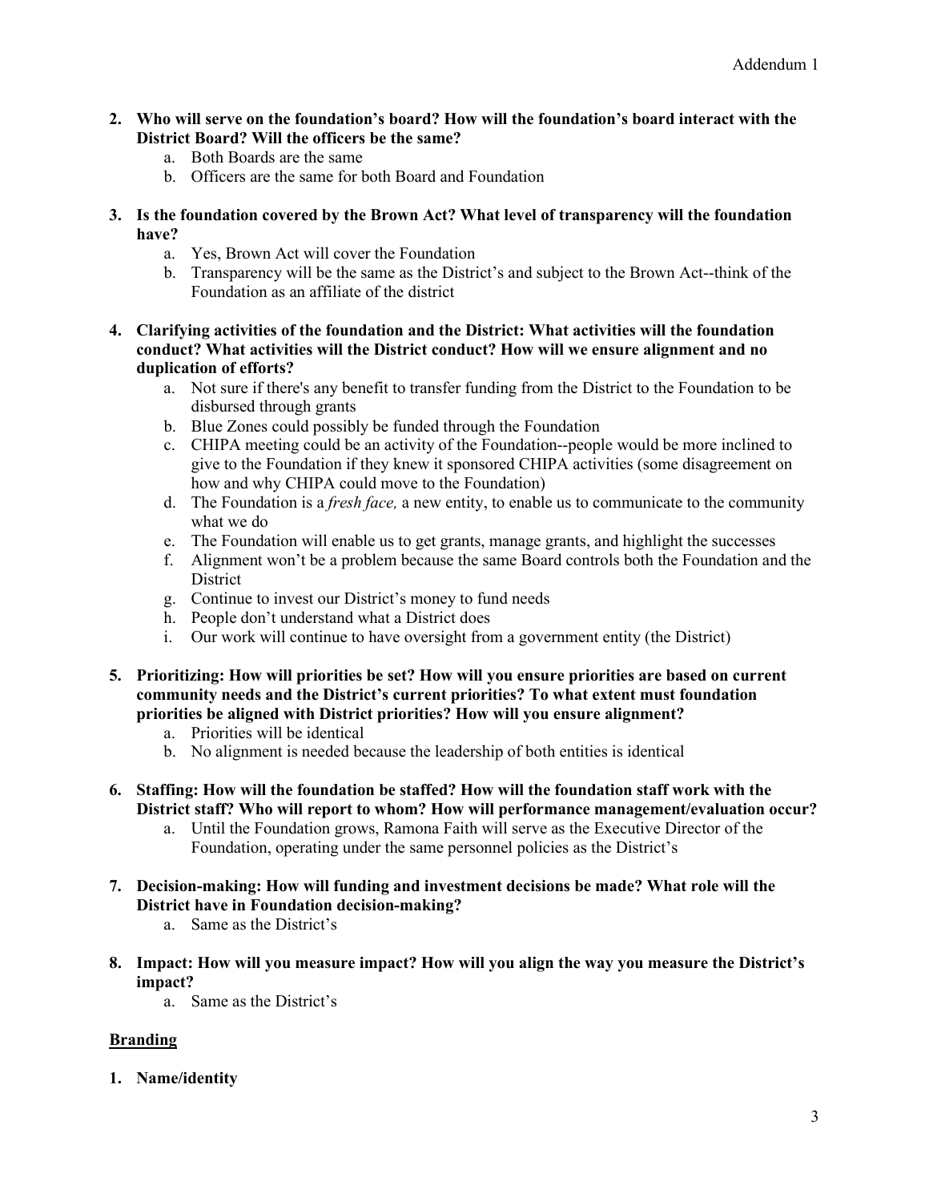2. **Who will serve on the foundation's board? How will the foundation's board interact with the District Board? Will the officers be the same?**
    a. Both Boards are the same
    b. Officers are the same for both Board and Foundation

3. **Is the foundation covered by the Brown Act? What level of transparency will the foundation have?**
    a. Yes, Brown Act will cover the Foundation
    b. Transparency will be the same as the District's and subject to the Brown Act--think of the Foundation as an affiliate of the district

4. **Clarifying activities of the foundation and the District: What activities will the foundation conduct? What activities will the District conduct? How will we ensure alignment and no duplication of efforts?**
    a. Not sure if there's any benefit to transfer funding from the District to the Foundation to be disbursed through grants
    b. Blue Zones could possibly be funded through the Foundation
    c. CHIPA meeting could be an activity of the Foundation--people would be more inclined to give to the Foundation if they knew it sponsored CHIPA activities (some disagreement on how and why CHIPA could move to the Foundation)
    d. The Foundation is a *fresh face,* a new entity, to enable us to communicate to the community what we do
    e. The Foundation will enable us to get grants, manage grants, and highlight the successes
    f. Alignment won't be a problem because the same Board controls both the Foundation and the District
    g. Continue to invest our District's money to fund needs
    h. People don't understand what a District does
    i. Our work will continue to have oversight from a government entity (the District)

5. **Prioritizing: How will priorities be set? How will you ensure priorities are based on current community needs and the District's current priorities? To what extent must foundation priorities be aligned with District priorities? How will you ensure alignment?**
    a. Priorities will be identical
    b. No alignment is needed because the leadership of both entities is identical

6. **Staffing: How will the foundation be staffed? How will the foundation staff work with the District staff? Who will report to whom? How will performance management/evaluation occur?**
    a. Until the Foundation grows, Ramona Faith will serve as the Executive Director of the Foundation, operating under the same personnel policies as the District's

7. **Decision-making: How will funding and investment decisions be made? What role will the District have in Foundation decision-making?**
    a. Same as the District's

8. **Impact: How will you measure impact? How will you align the way you measure the District's impact?**
    a. Same as the District's

## <u>Branding</u>

1. **Name/identity**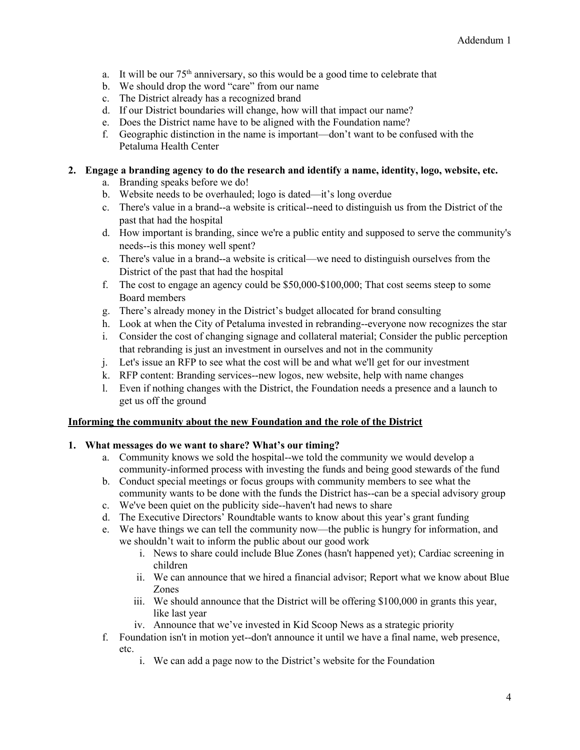a. It will be our 75th anniversary, so this would be a good time to celebrate that
b. We should drop the word "care" from our name
c. The District already has a recognized brand
d. If our District boundaries will change, how will that impact our name?
e. Does the District name have to be aligned with the Foundation name?
f. Geographic distinction in the name is important—don't want to be confused with the Petaluma Health Center

**2. Engage a branding agency to do the research and identify a name, identity, logo, website, etc.**

a. Branding speaks before we do!
b. Website needs to be overhauled; logo is dated—it's long overdue
c. There's value in a brand--a website is critical--need to distinguish us from the District of the past that had the hospital
d. How important is branding, since we're a public entity and supposed to serve the community's needs--is this money well spent?
e. There's value in a brand--a website is critical—we need to distinguish ourselves from the District of the past that had the hospital
f. The cost to engage an agency could be \$50,000-\$100,000; That cost seems steep to some Board members
g. There's already money in the District's budget allocated for brand consulting
h. Look at when the City of Petaluma invested in rebranding--everyone now recognizes the star
i. Consider the cost of changing signage and collateral material; Consider the public perception that rebranding is just an investment in ourselves and not in the community
j. Let's issue an RFP to see what the cost will be and what we'll get for our investment
k. RFP content: Branding services--new logos, new website, help with name changes
l. Even if nothing changes with the District, the Foundation needs a presence and a launch to get us off the ground

**<u>Informing the community about the new Foundation and the role of the District</u>**

**1. What messages do we want to share? What's our timing?**

a. Community knows we sold the hospital--we told the community we would develop a community-informed process with investing the funds and being good stewards of the fund
b. Conduct special meetings or focus groups with community members to see what the community wants to be done with the funds the District has--can be a special advisory group
c. We've been quiet on the publicity side--haven't had news to share
d. The Executive Directors' Roundtable wants to know about this year's grant funding
e. We have things we can tell the community now—the public is hungry for information, and we shouldn't wait to inform the public about our good work
    i. News to share could include Blue Zones (hasn't happened yet); Cardiac screening in children
    ii. We can announce that we hired a financial advisor; Report what we know about Blue Zones
    iii. We should announce that the District will be offering \$100,000 in grants this year, like last year
    iv. Announce that we've invested in Kid Scoop News as a strategic priority
f. Foundation isn't in motion yet--don't announce it until we have a final name, web presence, etc.
    i. We can add a page now to the District's website for the Foundation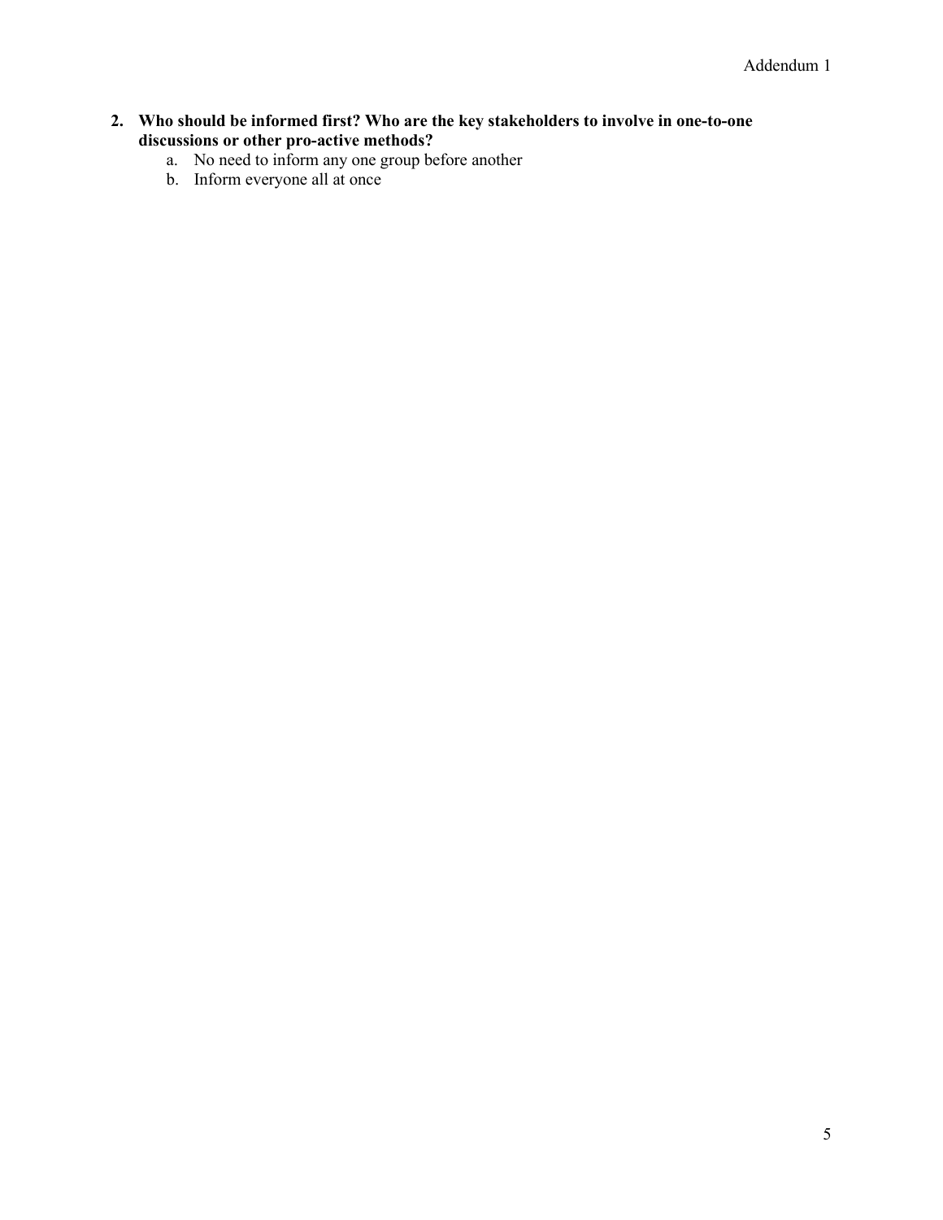2. **Who should be informed first? Who are the key stakeholders to involve in one-to-one discussions or other pro-active methods?**
   a. No need to inform any one group before another
   b. Inform everyone all at once